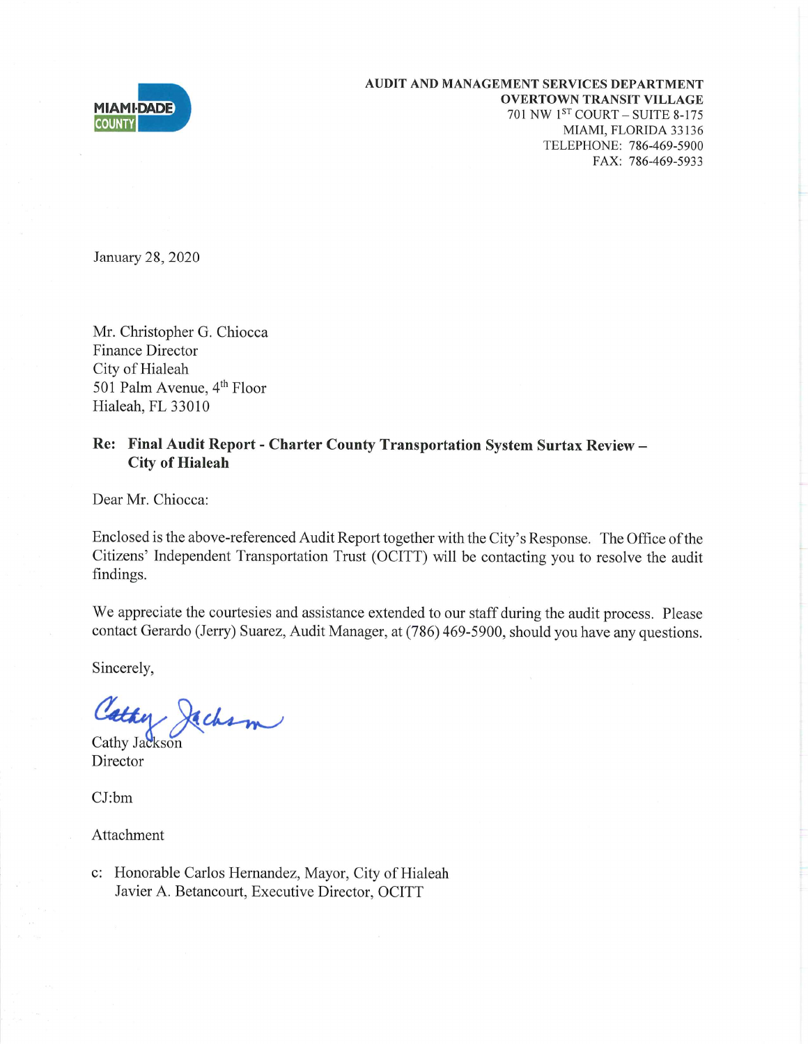MIAMI-DADE COUNTY

**AUDIT AND MANAGEMENT SERVICES DEPARTMENT**
**OVERTOWN TRANSIT VILLAGE**
701 NW 1ST COURT – SUITE 8-175
MIAMI, FLORIDA 33136
TELEPHONE: 786-469-5900
FAX: 786-469-5933

January 28, 2020

Mr. Christopher G. Chiocca
Finance Director
City of Hialeah
501 Palm Avenue, 4th Floor
Hialeah, FL 33010

**Re: Final Audit Report - Charter County Transportation System Surtax Review – City of Hialeah**

Dear Mr. Chiocca:

Enclosed is the above-referenced Audit Report together with the City's Response. The Office of the Citizens' Independent Transportation Trust (OCITT) will be contacting you to resolve the audit findings.

We appreciate the courtesies and assistance extended to our staff during the audit process. Please contact Gerardo (Jerry) Suarez, Audit Manager, at (786) 469-5900, should you have any questions.

Sincerely,

Cathy Jackson
Director

CJ:bm

Attachment

c: Honorable Carlos Hernandez, Mayor, City of Hialeah
Javier A. Betancourt, Executive Director, OCITT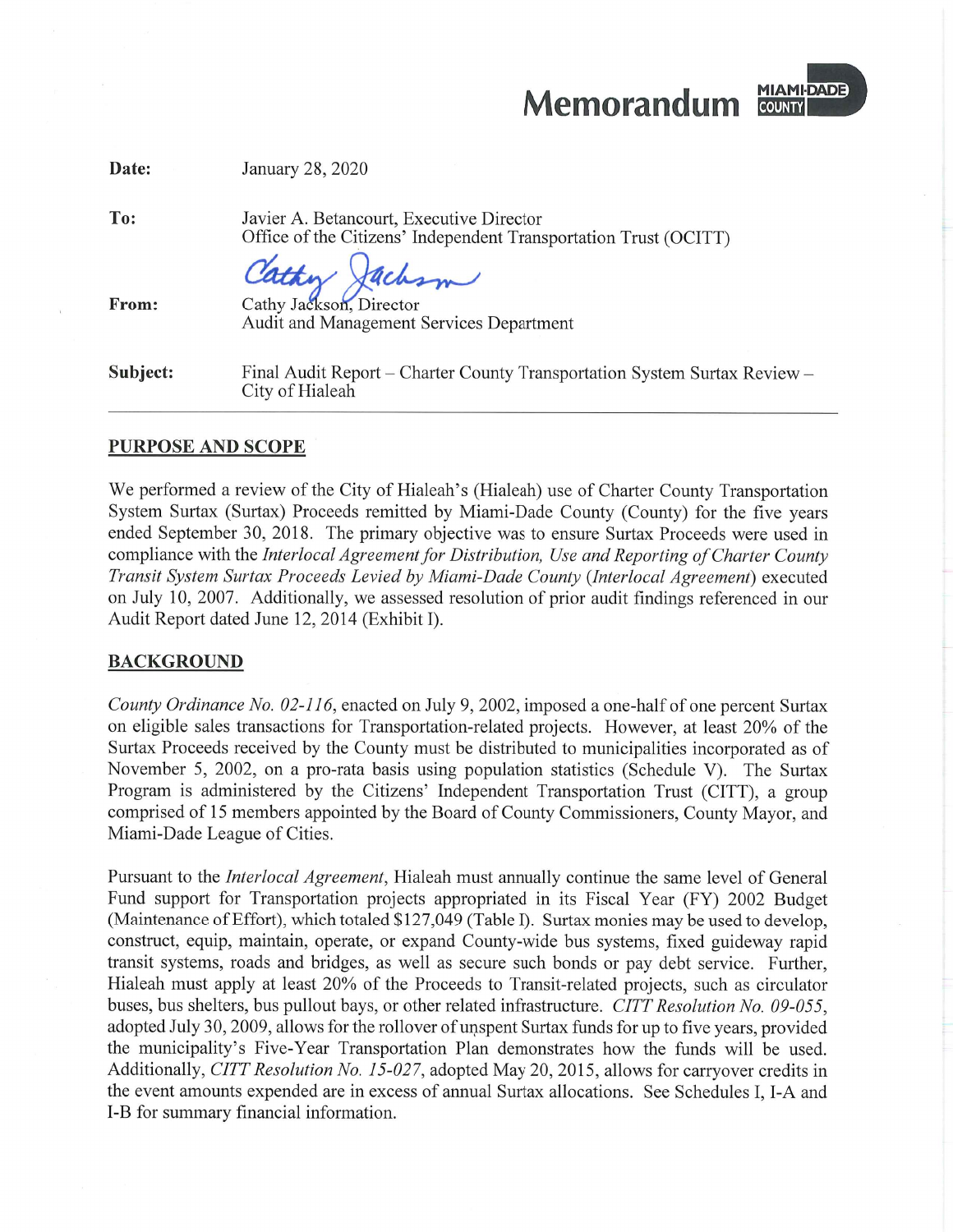# Memorandum

| | |
|---|---|
| **Date:** | January 28, 2020 |
| **To:** | Javier A. Betancourt, Executive Director<br>Office of the Citizens' Independent Transportation Trust (OCITT) |
| **From:** | Cathy Jackson, Director<br>Audit and Management Services Department |
| **Subject:** | Final Audit Report – Charter County Transportation System Surtax Review – City of Hialeah |

## PURPOSE AND SCOPE

We performed a review of the City of Hialeah's (Hialeah) use of Charter County Transportation System Surtax (Surtax) Proceeds remitted by Miami-Dade County (County) for the five years ended September 30, 2018. The primary objective was to ensure Surtax Proceeds were used in compliance with the *Interlocal Agreement for Distribution, Use and Reporting of Charter County Transit System Surtax Proceeds Levied by Miami-Dade County* (*Interlocal Agreement*) executed on July 10, 2007. Additionally, we assessed resolution of prior audit findings referenced in our Audit Report dated June 12, 2014 (Exhibit I).

## BACKGROUND

*County Ordinance No. 02-116*, enacted on July 9, 2002, imposed a one-half of one percent Surtax on eligible sales transactions for Transportation-related projects. However, at least 20% of the Surtax Proceeds received by the County must be distributed to municipalities incorporated as of November 5, 2002, on a pro-rata basis using population statistics (Schedule V). The Surtax Program is administered by the Citizens' Independent Transportation Trust (CITT), a group comprised of 15 members appointed by the Board of County Commissioners, County Mayor, and Miami-Dade League of Cities.

Pursuant to the *Interlocal Agreement*, Hialeah must annually continue the same level of General Fund support for Transportation projects appropriated in its Fiscal Year (FY) 2002 Budget (Maintenance of Effort), which totaled $127,049 (Table I). Surtax monies may be used to develop, construct, equip, maintain, operate, or expand County-wide bus systems, fixed guideway rapid transit systems, roads and bridges, as well as secure such bonds or pay debt service. Further, Hialeah must apply at least 20% of the Proceeds to Transit-related projects, such as circulator buses, bus shelters, bus pullout bays, or other related infrastructure. *CITT Resolution No. 09-055*, adopted July 30, 2009, allows for the rollover of unspent Surtax funds for up to five years, provided the municipality's Five-Year Transportation Plan demonstrates how the funds will be used. Additionally, *CITT Resolution No. 15-027*, adopted May 20, 2015, allows for carryover credits in the event amounts expended are in excess of annual Surtax allocations. See Schedules I, I-A and I-B for summary financial information.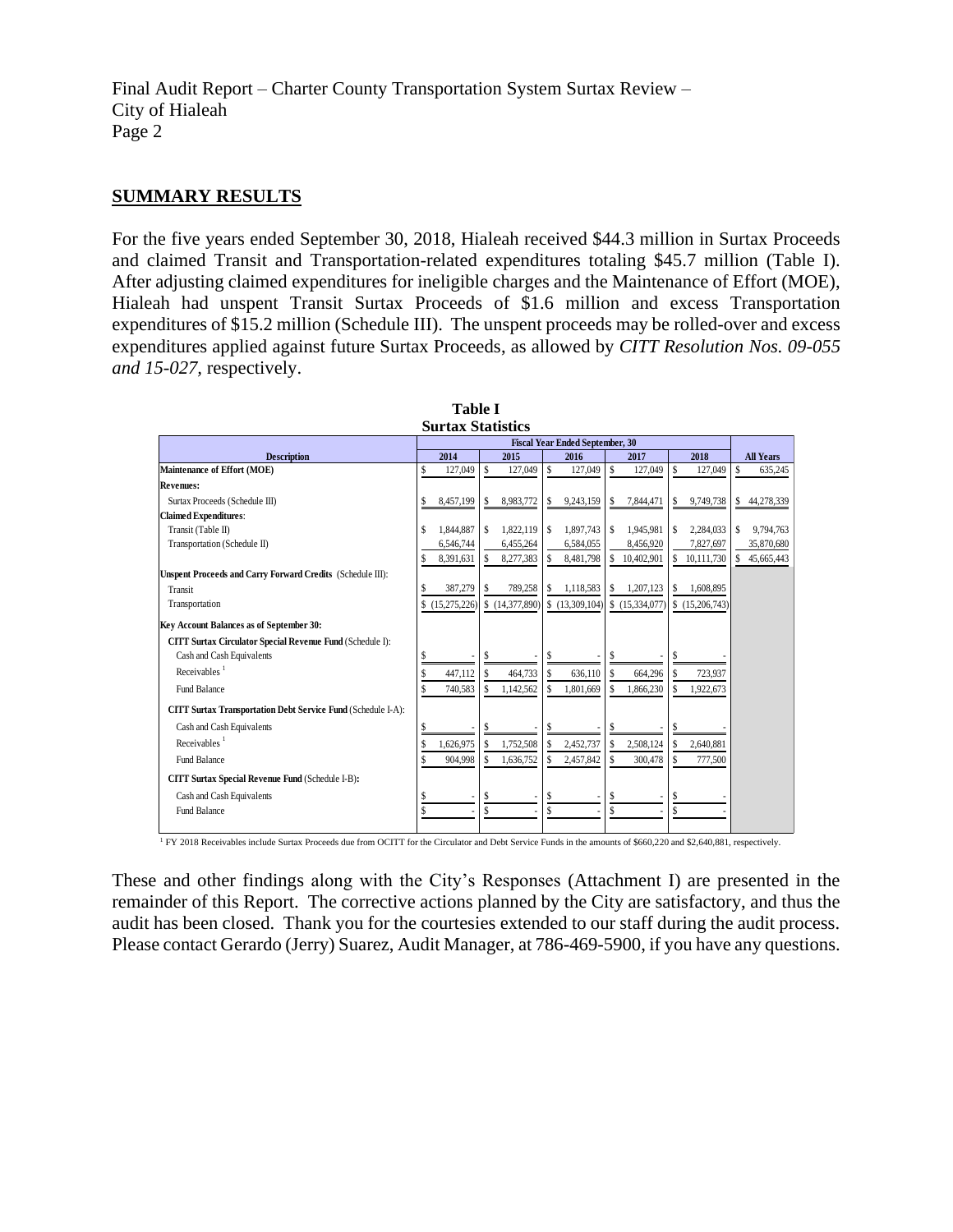## SUMMARY RESULTS

For the five years ended September 30, 2018, Hialeah received $44.3 million in Surtax Proceeds and claimed Transit and Transportation-related expenditures totaling $45.7 million (Table I). After adjusting claimed expenditures for ineligible charges and the Maintenance of Effort (MOE), Hialeah had unspent Transit Surtax Proceeds of $1.6 million and excess Transportation expenditures of $15.2 million (Schedule III). The unspent proceeds may be rolled-over and excess expenditures applied against future Surtax Proceeds, as allowed by *CITT Resolution Nos. 09-055 and 15-027*, respectively.

**Table I**
**Surtax Statistics**

| Description | Fiscal Year Ended September, 30 | | | | | |
|---|---|---|---|---|---|---|
| | 2014 | 2015 | 2016 | 2017 | 2018 | All Years |
| **Maintenance of Effort (MOE)** | $ 127,049 | $ 127,049 | $ 127,049 | $ 127,049 | $ 127,049 | $ 635,245 |
| **Revenues:** | | | | | | |
| Surtax Proceeds (Schedule III) | $ 8,457,199 | $ 8,983,772 | $ 9,243,159 | $ 7,844,471 | $ 9,749,738 | $ 44,278,339 |
| **Claimed Expenditures**: | | | | | | |
| Transit (Table II) | $ 1,844,887 | $ 1,822,119 | $ 1,897,743 | $ 1,945,981 | $ 2,284,033 | $ 9,794,763 |
| Transportation (Schedule II) | 6,546,744 | 6,455,264 | 6,584,055 | 8,456,920 | 7,827,697 | 35,870,680 |
| | $ 8,391,631 | $ 8,277,383 | $ 8,481,798 | $ 10,402,901 | $ 10,111,730 | $ 45,665,443 |
| **Unspent Proceeds and Carry Forward Credits** (Schedule III): | | | | | | |
| Transit | $ 387,279 | $ 789,258 | $ 1,118,583 | $ 1,207,123 | $ 1,608,895 | |
| Transportation | $ (15,275,226) | $ (14,377,890) | $ (13,309,104) | $ (15,334,077) | $ (15,206,743) | |
| **Key Account Balances as of September 30:** | | | | | | |
| **CITT Surtax Circulator Special Revenue Fund** (Schedule I): | | | | | | |
| Cash and Cash Equivalents | $ - | $ - | $ - | $ - | $ - | |
| Receivables [1] | $ 447,112 | $ 464,733 | $ 636,110 | $ 664,296 | $ 723,937 | |
| Fund Balance | $ 740,583 | $ 1,142,562 | $ 1,801,669 | $ 1,866,230 | $ 1,922,673 | |
| **CITT Surtax Transportation Debt Service Fund** (Schedule I-A): | | | | | | |
| Cash and Cash Equivalents | $ - | $ - | $ - | $ - | $ - | |
| Receivables [1] | $ 1,626,975 | $ 1,752,508 | $ 2,452,737 | $ 2,508,124 | $ 2,640,881 | |
| Fund Balance | $ 904,998 | $ 1,636,752 | $ 2,457,842 | $ 300,478 | $ 777,500 | |
| **CITT Surtax Special Revenue Fund** (Schedule I-B): | | | | | | |
| Cash and Cash Equivalents | $ - | $ - | $ - | $ - | $ - | |
| Fund Balance | $ - | $ - | $ - | $ - | $ - | |

[1] FY 2018 Receivables include Surtax Proceeds due from OCITT for the Circulator and Debt Service Funds in the amounts of $660,220 and $2,640,881, respectively.

These and other findings along with the City's Responses (Attachment I) are presented in the remainder of this Report. The corrective actions planned by the City are satisfactory, and thus the audit has been closed. Thank you for the courtesies extended to our staff during the audit process. Please contact Gerardo (Jerry) Suarez, Audit Manager, at 786-469-5900, if you have any questions.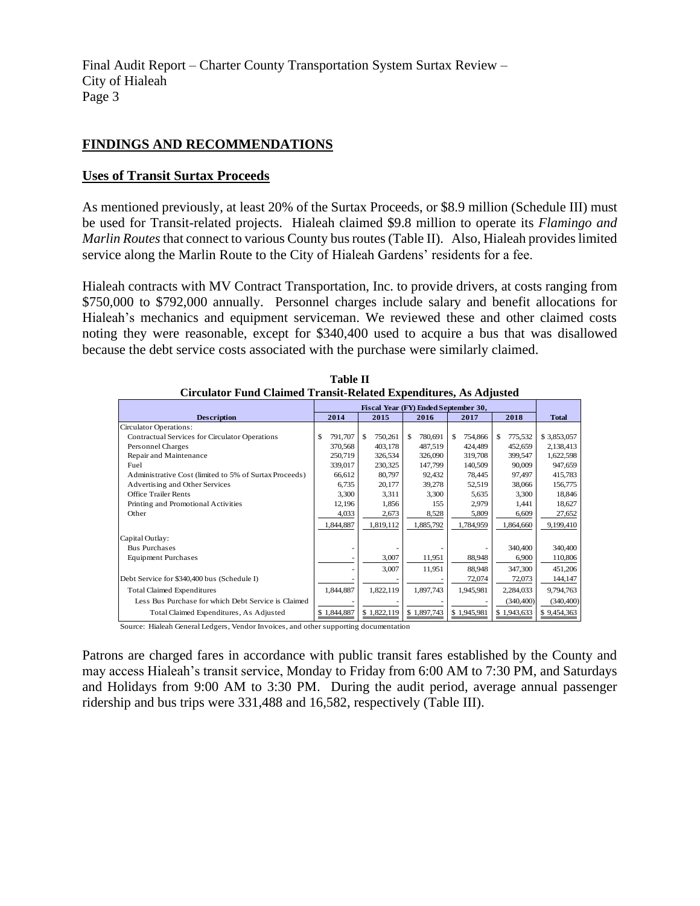## FINDINGS AND RECOMMENDATIONS

### Uses of Transit Surtax Proceeds

As mentioned previously, at least 20% of the Surtax Proceeds, or $8.9 million (Schedule III) must be used for Transit-related projects. Hialeah claimed $9.8 million to operate its *Flamingo and Marlin Routes* that connect to various County bus routes (Table II). Also, Hialeah provides limited service along the Marlin Route to the City of Hialeah Gardens' residents for a fee.

Hialeah contracts with MV Contract Transportation, Inc. to provide drivers, at costs ranging from $750,000 to $792,000 annually. Personnel charges include salary and benefit allocations for Hialeah's mechanics and equipment serviceman. We reviewed these and other claimed costs noting they were reasonable, except for $340,400 used to acquire a bus that was disallowed because the debt service costs associated with the purchase were similarly claimed.

**Table II**
**Circulator Fund Claimed Transit-Related Expenditures, As Adjusted**

| Description | Fiscal Year (FY) Ended September 30, | | | | | Total |
|---|---|---|---|---|---|---|
| | 2014 | 2015 | 2016 | 2017 | 2018 | |
| Circulator Operations: | | | | | | |
| Contractual Services for Circulator Operations | $ 791,707 | $ 750,261 | $ 780,691 | $ 754,866 | $ 775,532 | $ 3,853,057 |
| Personnel Charges | 370,568 | 403,178 | 487,519 | 424,489 | 452,659 | 2,138,413 |
| Repair and Maintenance | 250,719 | 326,534 | 326,090 | 319,708 | 399,547 | 1,622,598 |
| Fuel | 339,017 | 230,325 | 147,799 | 140,509 | 90,009 | 947,659 |
| Administrative Cost (limited to 5% of Surtax Proceeds) | 66,612 | 80,797 | 92,432 | 78,445 | 97,497 | 415,783 |
| Advertising and Other Services | 6,735 | 20,177 | 39,278 | 52,519 | 38,066 | 156,775 |
| Office Trailer Rents | 3,300 | 3,311 | 3,300 | 5,635 | 3,300 | 18,846 |
| Printing and Promotional Activities | 12,196 | 1,856 | 155 | 2,979 | 1,441 | 18,627 |
| Other | 4,033 | 2,673 | 8,528 | 5,809 | 6,609 | 27,652 |
| | 1,844,887 | 1,819,112 | 1,885,792 | 1,784,959 | 1,864,660 | 9,199,410 |
| Capital Outlay: | | | | | | |
| Bus Purchases | - | - | - | - | 340,400 | 340,400 |
| Equipment Purchases | - | 3,007 | 11,951 | 88,948 | 6,900 | 110,806 |
| | - | 3,007 | 11,951 | 88,948 | 347,300 | 451,206 |
| Debt Service for $340,400 bus (Schedule I) | - | - | - | 72,074 | 72,073 | 144,147 |
| Total Claimed Expenditures | 1,844,887 | 1,822,119 | 1,897,743 | 1,945,981 | 2,284,033 | 9,794,763 |
| Less Bus Purchase for which Debt Service is Claimed | - | - | - | - | (340,400) | (340,400) |
| Total Claimed Expenditures, As Adjusted | $ 1,844,887 | $ 1,822,119 | $ 1,897,743 | $ 1,945,981 | $ 1,943,633 | $ 9,454,363 |

Source: Hialeah General Ledgers, Vendor Invoices, and other supporting documentation

Patrons are charged fares in accordance with public transit fares established by the County and may access Hialeah's transit service, Monday to Friday from 6:00 AM to 7:30 PM, and Saturdays and Holidays from 9:00 AM to 3:30 PM. During the audit period, average annual passenger ridership and bus trips were 331,488 and 16,582, respectively (Table III).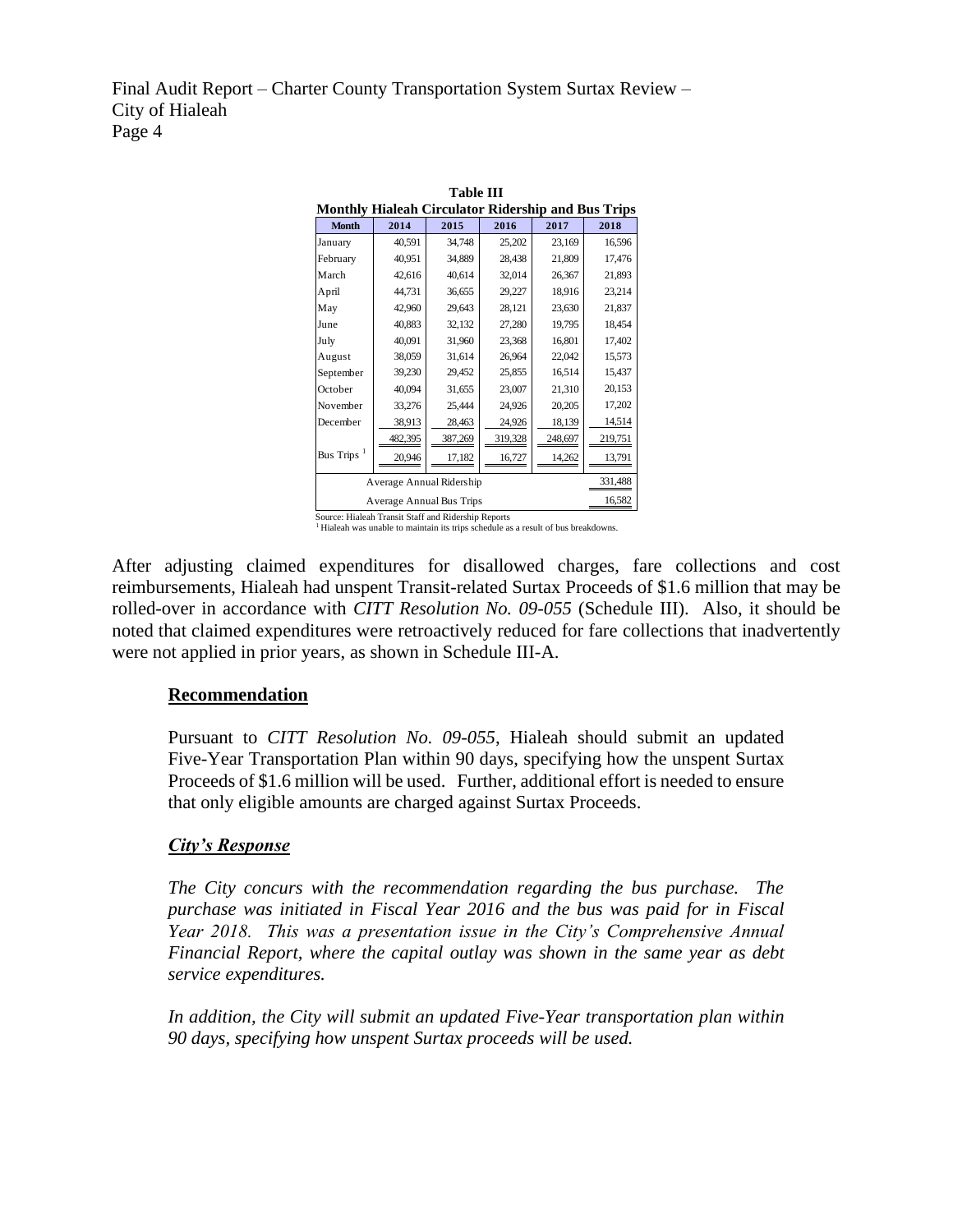**Table III**
**Monthly Hialeah Circulator Ridership and Bus Trips**

| Month | 2014 | 2015 | 2016 | 2017 | 2018 |
|---|---|---|---|---|---|
| January | 40,591 | 34,748 | 25,202 | 23,169 | 16,596 |
| February | 40,951 | 34,889 | 28,438 | 21,809 | 17,476 |
| March | 42,616 | 40,614 | 32,014 | 26,367 | 21,893 |
| April | 44,731 | 36,655 | 29,227 | 18,916 | 23,214 |
| May | 42,960 | 29,643 | 28,121 | 23,630 | 21,837 |
| June | 40,883 | 32,132 | 27,280 | 19,795 | 18,454 |
| July | 40,091 | 31,960 | 23,368 | 16,801 | 17,402 |
| August | 38,059 | 31,614 | 26,964 | 22,042 | 15,573 |
| September | 39,230 | 29,452 | 25,855 | 16,514 | 15,437 |
| October | 40,094 | 31,655 | 23,007 | 21,310 | 20,153 |
| November | 33,276 | 25,444 | 24,926 | 20,205 | 17,202 |
| December | 38,913 | 28,463 | 24,926 | 18,139 | 14,514 |
| | 482,395 | 387,269 | 319,328 | 248,697 | 219,751 |
| Bus Trips [1] | 20,946 | 17,182 | 16,727 | 14,262 | 13,791 |
| Average Annual Ridership | | | | | 331,488 |
| Average Annual Bus Trips | | | | | 16,582 |

Source: Hialeah Transit Staff and Ridership Reports
[1] Hialeah was unable to maintain its trips schedule as a result of bus breakdowns.

After adjusting claimed expenditures for disallowed charges, fare collections and cost reimbursements, Hialeah had unspent Transit-related Surtax Proceeds of $1.6 million that may be rolled-over in accordance with *CITT Resolution No. 09-055* (Schedule III). Also, it should be noted that claimed expenditures were retroactively reduced for fare collections that inadvertently were not applied in prior years, as shown in Schedule III-A.

**Recommendation**

Pursuant to *CITT Resolution No. 09-055*, Hialeah should submit an updated Five-Year Transportation Plan within 90 days, specifying how the unspent Surtax Proceeds of $1.6 million will be used. Further, additional effort is needed to ensure that only eligible amounts are charged against Surtax Proceeds.

***City's Response***

*The City concurs with the recommendation regarding the bus purchase. The purchase was initiated in Fiscal Year 2016 and the bus was paid for in Fiscal Year 2018. This was a presentation issue in the City's Comprehensive Annual Financial Report, where the capital outlay was shown in the same year as debt service expenditures.*

*In addition, the City will submit an updated Five-Year transportation plan within 90 days, specifying how unspent Surtax proceeds will be used.*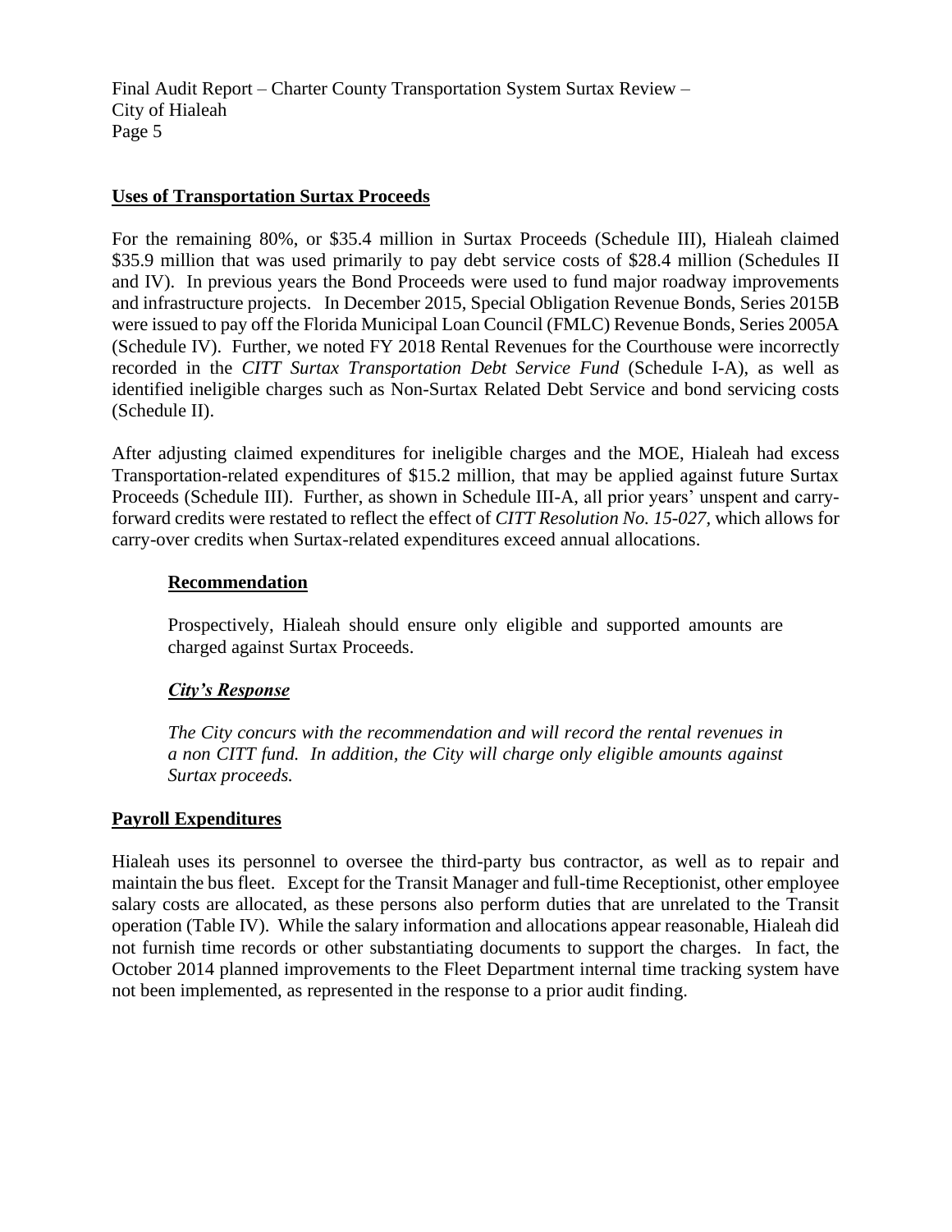## Uses of Transportation Surtax Proceeds

For the remaining 80%, or $35.4 million in Surtax Proceeds (Schedule III), Hialeah claimed $35.9 million that was used primarily to pay debt service costs of $28.4 million (Schedules II and IV). In previous years the Bond Proceeds were used to fund major roadway improvements and infrastructure projects. In December 2015, Special Obligation Revenue Bonds, Series 2015B were issued to pay off the Florida Municipal Loan Council (FMLC) Revenue Bonds, Series 2005A (Schedule IV). Further, we noted FY 2018 Rental Revenues for the Courthouse were incorrectly recorded in the *CITT Surtax Transportation Debt Service Fund* (Schedule I-A), as well as identified ineligible charges such as Non-Surtax Related Debt Service and bond servicing costs (Schedule II).

After adjusting claimed expenditures for ineligible charges and the MOE, Hialeah had excess Transportation-related expenditures of $15.2 million, that may be applied against future Surtax Proceeds (Schedule III). Further, as shown in Schedule III-A, all prior years' unspent and carry-forward credits were restated to reflect the effect of *CITT Resolution No. 15-027,* which allows for carry-over credits when Surtax-related expenditures exceed annual allocations.

### Recommendation

Prospectively, Hialeah should ensure only eligible and supported amounts are charged against Surtax Proceeds.

### *City's Response*

*The City concurs with the recommendation and will record the rental revenues in a non CITT fund. In addition, the City will charge only eligible amounts against Surtax proceeds.*

## Payroll Expenditures

Hialeah uses its personnel to oversee the third-party bus contractor, as well as to repair and maintain the bus fleet. Except for the Transit Manager and full-time Receptionist, other employee salary costs are allocated, as these persons also perform duties that are unrelated to the Transit operation (Table IV). While the salary information and allocations appear reasonable, Hialeah did not furnish time records or other substantiating documents to support the charges. In fact, the October 2014 planned improvements to the Fleet Department internal time tracking system have not been implemented, as represented in the response to a prior audit finding.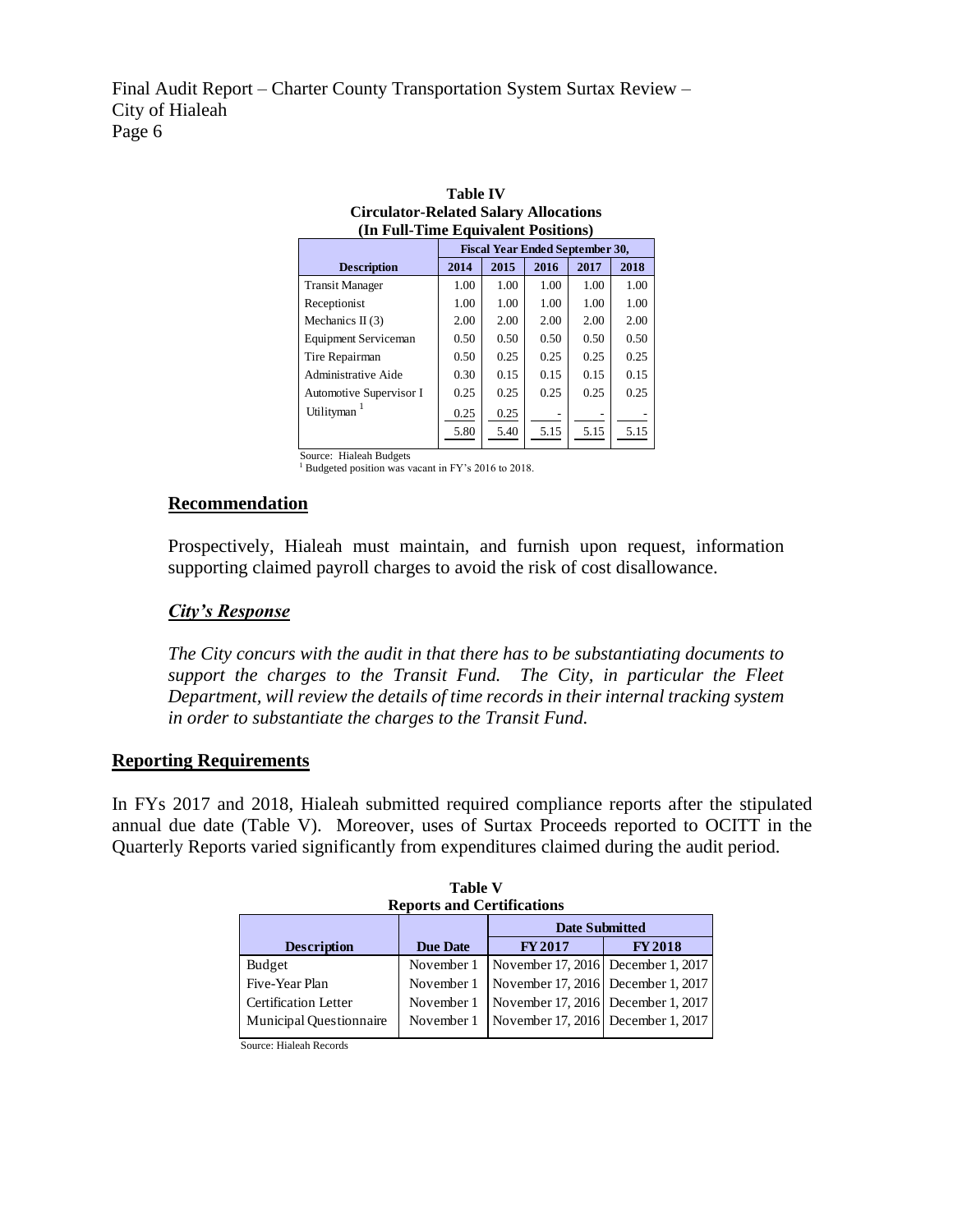**Table IV**
**Circulator-Related Salary Allocations**
**(In Full-Time Equivalent Positions)**

| | Fiscal Year Ended September 30, | | | | |
|---|---|---|---|---|---|
| **Description** | **2014** | **2015** | **2016** | **2017** | **2018** |
| Transit Manager | 1.00 | 1.00 | 1.00 | 1.00 | 1.00 |
| Receptionist | 1.00 | 1.00 | 1.00 | 1.00 | 1.00 |
| Mechanics II (3) | 2.00 | 2.00 | 2.00 | 2.00 | 2.00 |
| Equipment Serviceman | 0.50 | 0.50 | 0.50 | 0.50 | 0.50 |
| Tire Repairman | 0.50 | 0.25 | 0.25 | 0.25 | 0.25 |
| Administrative Aide | 0.30 | 0.15 | 0.15 | 0.15 | 0.15 |
| Automotive Supervisor I | 0.25 | 0.25 | 0.25 | 0.25 | 0.25 |
| Utilityman [1] | 0.25 | 0.25 | - | - | - |
| | 5.80 | 5.40 | 5.15 | 5.15 | 5.15 |

Source: Hialeah Budgets
[1] Budgeted position was vacant in FY's 2016 to 2018.

## Recommendation

Prospectively, Hialeah must maintain, and furnish upon request, information supporting claimed payroll charges to avoid the risk of cost disallowance.

### *City's Response*

*The City concurs with the audit in that there has to be substantiating documents to support the charges to the Transit Fund. The City, in particular the Fleet Department, will review the details of time records in their internal tracking system in order to substantiate the charges to the Transit Fund.*

## Reporting Requirements

In FYs 2017 and 2018, Hialeah submitted required compliance reports after the stipulated annual due date (Table V). Moreover, uses of Surtax Proceeds reported to OCITT in the Quarterly Reports varied significantly from expenditures claimed during the audit period.

**Table V**
**Reports and Certifications**

| | | Date Submitted | |
|---|---|---|---|
| **Description** | **Due Date** | **FY 2017** | **FY 2018** |
| Budget | November 1 | November 17, 2016 | December 1, 2017 |
| Five-Year Plan | November 1 | November 17, 2016 | December 1, 2017 |
| Certification Letter | November 1 | November 17, 2016 | December 1, 2017 |
| Municipal Questionnaire | November 1 | November 17, 2016 | December 1, 2017 |

Source: Hialeah Records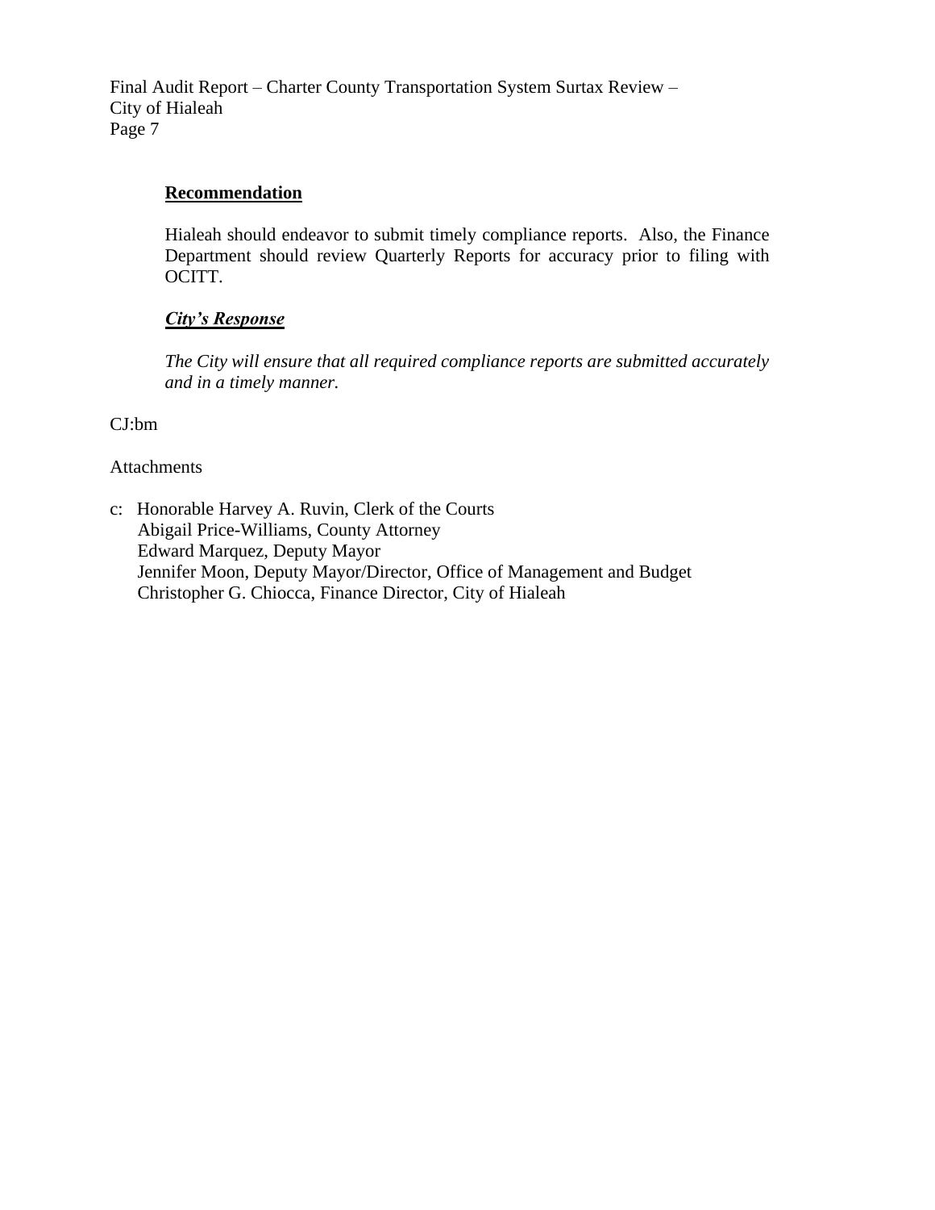**Recommendation**

Hialeah should endeavor to submit timely compliance reports. Also, the Finance Department should review Quarterly Reports for accuracy prior to filing with OCITT.

***City's Response***

*The City will ensure that all required compliance reports are submitted accurately and in a timely manner.*

CJ:bm

Attachments

c: Honorable Harvey A. Ruvin, Clerk of the Courts
Abigail Price-Williams, County Attorney
Edward Marquez, Deputy Mayor
Jennifer Moon, Deputy Mayor/Director, Office of Management and Budget
Christopher G. Chiocca, Finance Director, City of Hialeah